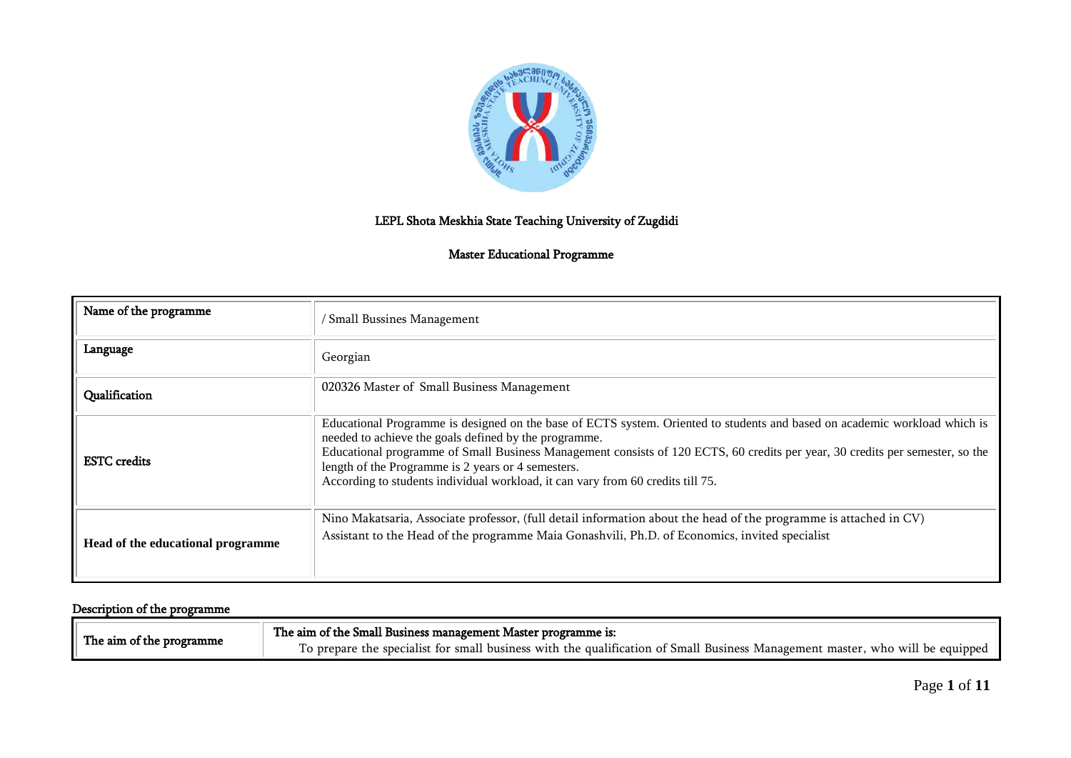LEPL Shota Meskhia State Teaching University of Zugdidi

Master Educational Programme

| Name of the programme | / Small Bussines Management |
|---|---|
| Language | Georgian |
| Qualification | 020326 Master of Small Business Management |
| ESTC credits | Educational Programme is designed on the base of ECTS system. Oriented to students and based on academic workload which is needed to achieve the goals defined by the programme.<br>Educational programme of Small Business Management consists of 120 ECTS, 60 credits per year, 30 credits per semester, so the length of the Programme is 2 years or 4 semesters.<br>According to students individual workload, it can vary from 60 credits till 75. |
| **Head of the educational programme** | Nino Makatsaria, Associate professor, (full detail information about the head of the programme is attached in CV)<br>Assistant to the Head of the programme Maia Gonashvili, Ph.D. of Economics, invited specialist |

Description of the programme

| The aim of the programme | The aim of the Small Business management Master programme is:<br>To prepare the specialist for small business with the qualification of Small Business Management master, who will be equipped |
|---|---|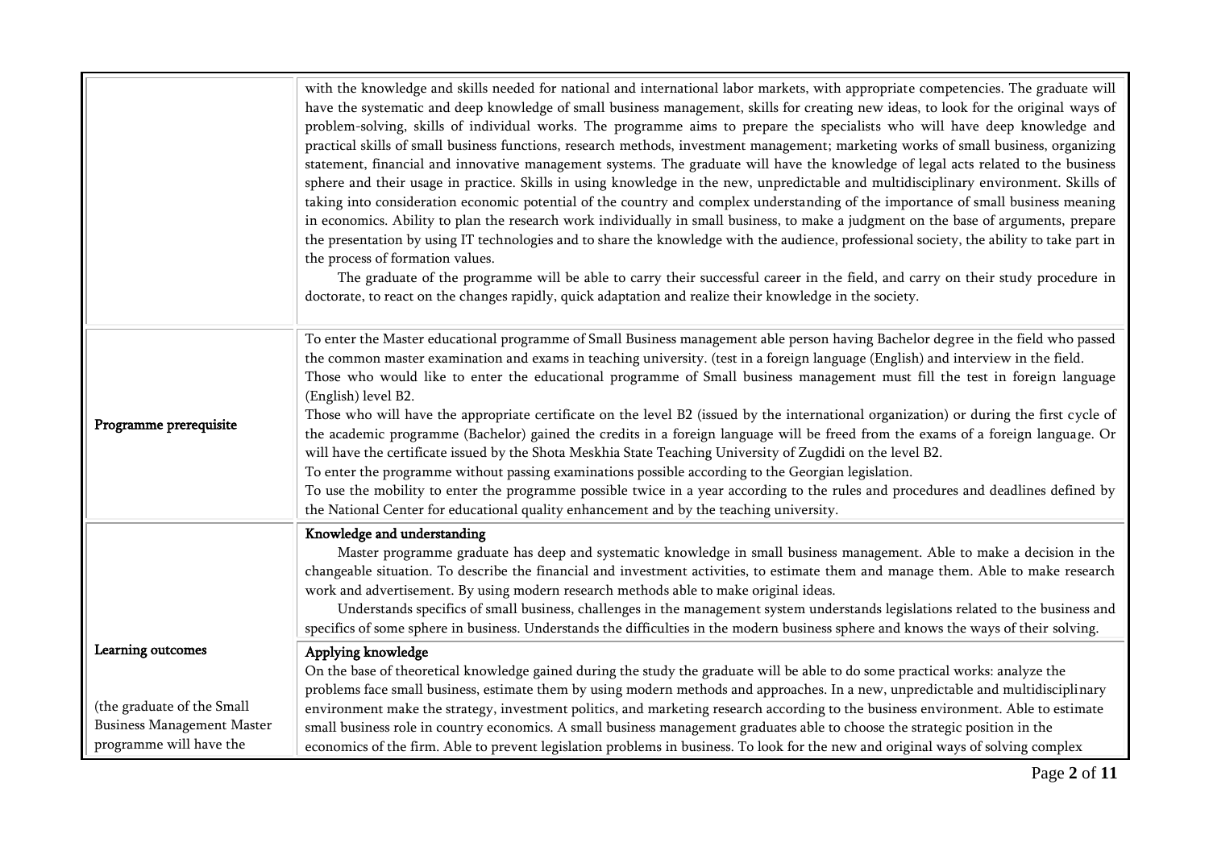| | |
|---|---|
| | with the knowledge and skills needed for national and international labor markets, with appropriate competencies. The graduate will have the systematic and deep knowledge of small business management, skills for creating new ideas, to look for the original ways of problem-solving, skills of individual works. The programme aims to prepare the specialists who will have deep knowledge and practical skills of small business functions, research methods, investment management; marketing works of small business, organizing statement, financial and innovative management systems. The graduate will have the knowledge of legal acts related to the business sphere and their usage in practice. Skills in using knowledge in the new, unpredictable and multidisciplinary environment. Skills of taking into consideration economic potential of the country and complex understanding of the importance of small business meaning in economics. Ability to plan the research work individually in small business, to make a judgment on the base of arguments, prepare the presentation by using IT technologies and to share the knowledge with the audience, professional society, the ability to take part in the process of formation values.<br>The graduate of the programme will be able to carry their successful career in the field, and carry on their study procedure in doctorate, to react on the changes rapidly, quick adaptation and realize their knowledge in the society. |
| **Programme prerequisite** | To enter the Master educational programme of Small Business management able person having Bachelor degree in the field who passed the common master examination and exams in teaching university. (test in a foreign language (English) and interview in the field.<br>Those who would like to enter the educational programme of Small business management must fill the test in foreign language (English) level B2.<br>Those who will have the appropriate certificate on the level B2 (issued by the international organization) or during the first cycle of the academic programme (Bachelor) gained the credits in a foreign language will be freed from the exams of a foreign language. Or will have the certificate issued by the Shota Meskhia State Teaching University of Zugdidi on the level B2.<br>To enter the programme without passing examinations possible according to the Georgian legislation.<br>To use the mobility to enter the programme possible twice in a year according to the rules and procedures and deadlines defined by the National Center for educational quality enhancement and by the teaching university. |
| **Learning outcomes**<br><br>(the graduate of the Small Business Management Master programme will have the | **Knowledge and understanding**<br>Master programme graduate has deep and systematic knowledge in small business management. Able to make a decision in the changeable situation. To describe the financial and investment activities, to estimate them and manage them. Able to make research work and advertisement. By using modern research methods able to make original ideas.<br>Understands specifics of small business, challenges in the management system understands legislations related to the business and specifics of some sphere in business. Understands the difficulties in the modern business sphere and knows the ways of their solving.<br><br>**Applying knowledge**<br>On the base of theoretical knowledge gained during the study the graduate will be able to do some practical works: analyze the problems face small business, estimate them by using modern methods and approaches. In a new, unpredictable and multidisciplinary environment make the strategy, investment politics, and marketing research according to the business environment. Able to estimate small business role in country economics. A small business management graduates able to choose the strategic position in the economics of the firm. Able to prevent legislation problems in business. To look for the new and original ways of solving complex |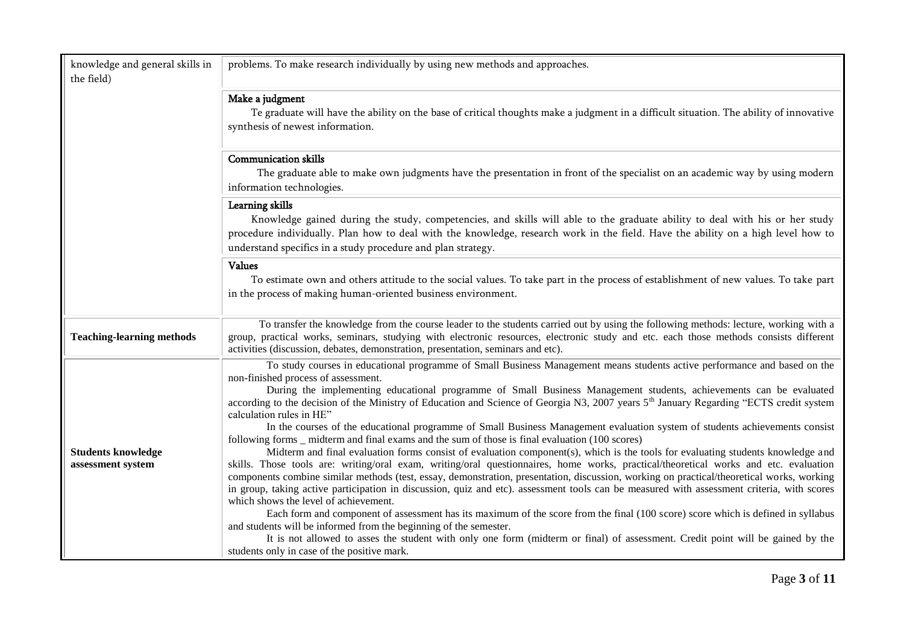| | |
|---|---|
| knowledge and general skills in the field) | problems. To make research individually by using new methods and approaches. |
| | **Make a judgment**<br>Te graduate will have the ability on the base of critical thoughts make a judgment in a difficult situation. The ability of innovative synthesis of newest information. |
| | **Communication skills**<br>The graduate able to make own judgments have the presentation in front of the specialist on an academic way by using modern information technologies. |
| | **Learning skills**<br>Knowledge gained during the study, competencies, and skills will able to the graduate ability to deal with his or her study procedure individually. Plan how to deal with the knowledge, research work in the field. Have the ability on a high level how to understand specifics in a study procedure and plan strategy. |
| | **Values**<br>To estimate own and others attitude to the social values. To take part in the process of establishment of new values. To take part in the process of making human-oriented business environment. |
| **Teaching-learning methods** | To transfer the knowledge from the course leader to the students carried out by using the following methods: lecture, working with a group, practical works, seminars, studying with electronic resources, electronic study and etc. each those methods consists different activities (discussion, debates, demonstration, presentation, seminars and etc). |
| **Students knowledge assessment system** | To study courses in educational programme of Small Business Management means students active performance and based on the non-finished process of assessment.<br>During the implementing educational programme of Small Business Management students, achievements can be evaluated according to the decision of the Ministry of Education and Science of Georgia N3, 2007 years 5th January Regarding "ECTS credit system calculation rules in HE"<br>In the courses of the educational programme of Small Business Management evaluation system of students achievements consist following forms _ midterm and final exams and the sum of those is final evaluation (100 scores)<br>Midterm and final evaluation forms consist of evaluation component(s), which is the tools for evaluating students knowledge and skills. Those tools are: writing/oral exam, writing/oral questionnaires, home works, practical/theoretical works and etc. evaluation components combine similar methods (test, essay, demonstration, presentation, discussion, working on practical/theoretical works, working in group, taking active participation in discussion, quiz and etc). assessment tools can be measured with assessment criteria, with scores which shows the level of achievement.<br>Each form and component of assessment has its maximum of the score from the final (100 score) score which is defined in syllabus and students will be informed from the beginning of the semester.<br>It is not allowed to asses the student with only one form (midterm or final) of assessment. Credit point will be gained by the students only in case of the positive mark. |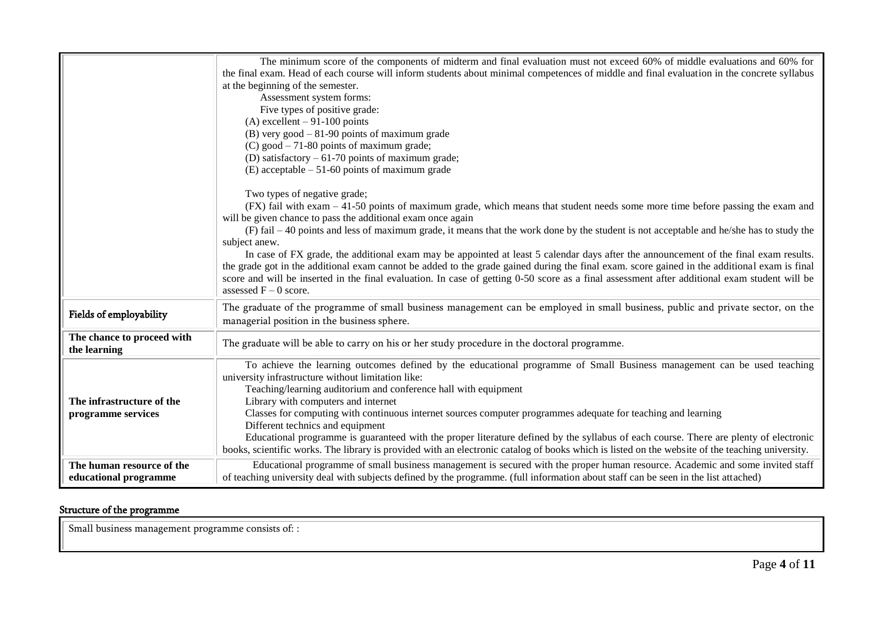| | |
|---|---|
| | The minimum score of the components of midterm and final evaluation must not exceed 60% of middle evaluations and 60% for the final exam. Head of each course will inform students about minimal competences of middle and final evaluation in the concrete syllabus at the beginning of the semester.<br>Assessment system forms:<br>Five types of positive grade:<br>(A) excellent – 91-100 points<br>(B) very good – 81-90 points of maximum grade<br>(C) good – 71-80 points of maximum grade;<br>(D) satisfactory – 61-70 points of maximum grade;<br>(E) acceptable – 51-60 points of maximum grade<br><br>Two types of negative grade;<br>(FX) fail with exam – 41-50 points of maximum grade, which means that student needs some more time before passing the exam and will be given chance to pass the additional exam once again<br>(F) fail – 40 points and less of maximum grade, it means that the work done by the student is not acceptable and he/she has to study the subject anew.<br>In case of FX grade, the additional exam may be appointed at least 5 calendar days after the announcement of the final exam results. the grade got in the additional exam cannot be added to the grade gained during the final exam. score gained in the additional exam is final score and will be inserted in the final evaluation. In case of getting 0-50 score as a final assessment after additional exam student will be assessed F – 0 score. |
| **Fields of employability** | The graduate of the programme of small business management can be employed in small business, public and private sector, on the managerial position in the business sphere. |
| **The chance to proceed with the learning** | The graduate will be able to carry on his or her study procedure in the doctoral programme. |
| **The infrastructure of the programme services** | To achieve the learning outcomes defined by the educational programme of Small Business management can be used teaching university infrastructure without limitation like:<br>Teaching/learning auditorium and conference hall with equipment<br>Library with computers and internet<br>Classes for computing with continuous internet sources computer programmes adequate for teaching and learning<br>Different technics and equipment<br>Educational programme is guaranteed with the proper literature defined by the syllabus of each course. There are plenty of electronic books, scientific works. The library is provided with an electronic catalog of books which is listed on the website of the teaching university. |
| **The human resource of the educational programme** | Educational programme of small business management is secured with the proper human resource. Academic and some invited staff of teaching university deal with subjects defined by the programme. (full information about staff can be seen in the list attached) |

## Structure of the programme

| Small business management programme consists of: : |
|---|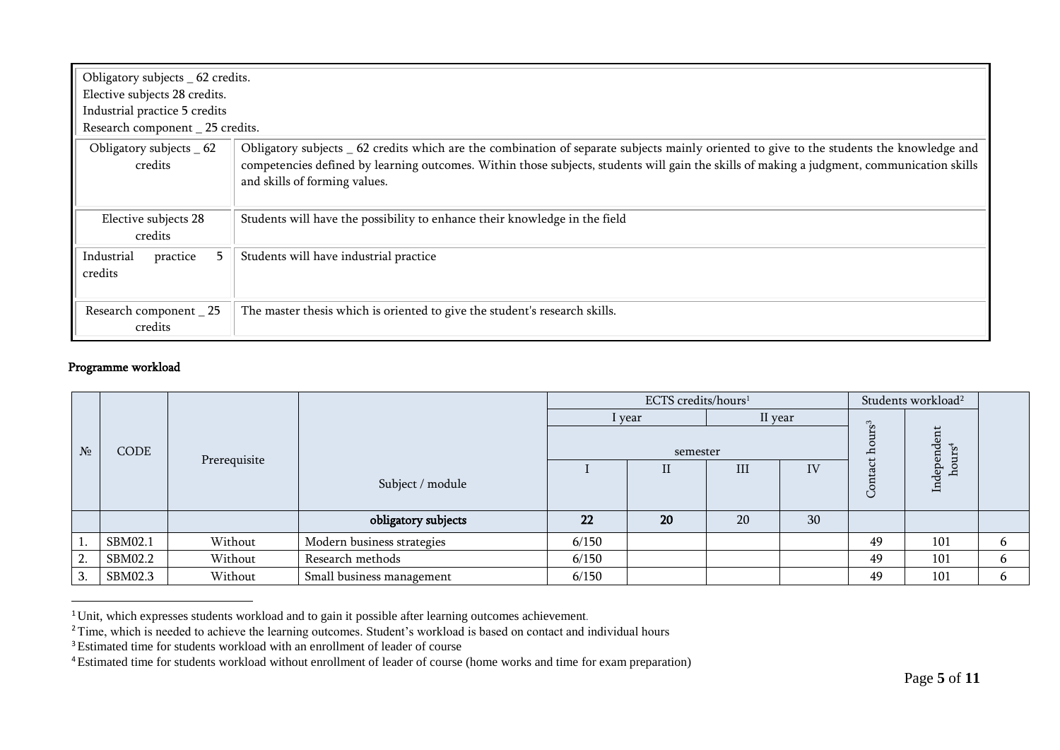| Obligatory subjects _ 62 credits.<br>Elective subjects 28 credits.<br>Industrial practice 5 credits<br>Research component _ 25 credits. | |
|---|---|
| Obligatory subjects _ 62 credits | Obligatory subjects _ 62 credits which are the combination of separate subjects mainly oriented to give to the students the knowledge and competencies defined by learning outcomes. Within those subjects, students will gain the skills of making a judgment, communication skills and skills of forming values. |
| Elective subjects 28 credits | Students will have the possibility to enhance their knowledge in the field |
| Industrial practice 5 credits | Students will have industrial practice |
| Research component _ 25 credits | The master thesis which is oriented to give the student's research skills. |

**Programme workload**

| № | CODE | Prerequisite | Subject / module | ECTS credits/hours[1] | | | | Students workload[2] | | |
|---|---|---|---|---|---|---|---|---|---|---|
| | | | | I year | | II year | | | | |
| | | | | semester | | | | | | |
| | | | | I | II | III | IV | Contact hours[3] | Independent hours[4] | |
| | | | **obligatory subjects** | **22** | **20** | 20 | 30 | | | |
| 1. | SBM02.1 | Without | Modern business strategies | 6/150 | | | | 49 | 101 | 6 |
| 2. | SBM02.2 | Without | Research methods | 6/150 | | | | 49 | 101 | 6 |
| 3. | SBM02.3 | Without | Small business management | 6/150 | | | | 49 | 101 | 6 |

[1] Unit, which expresses students workload and to gain it possible after learning outcomes achievement.

[2] Time, which is needed to achieve the learning outcomes. Student's workload is based on contact and individual hours

[3] Estimated time for students workload with an enrollment of leader of course

[4] Estimated time for students workload without enrollment of leader of course (home works and time for exam preparation)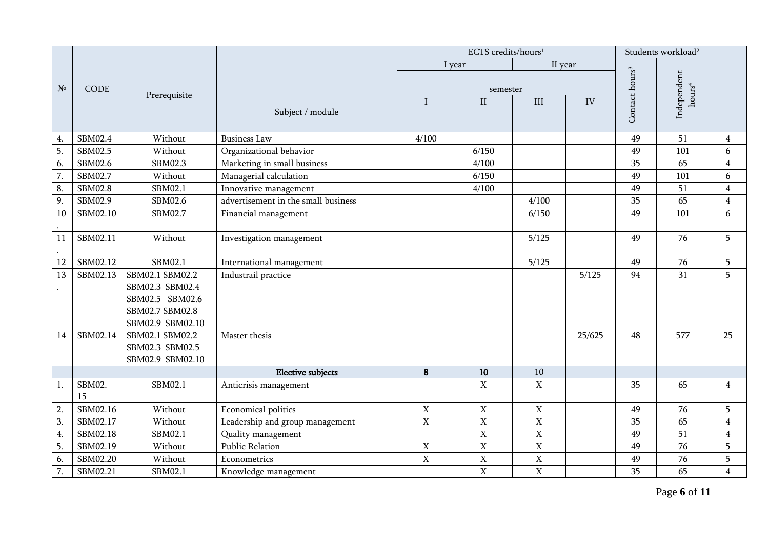| № | CODE | Prerequisite | Subject / module | ECTS credits/hours[1] | | | | Students workload[2] | | |
|---|---|---|---|---|---|---|---|---|---|---|
| | | | | I year | | II year | | Contact hours[3] | Independent hours[4] | |
| | | | | semester | | | | | | |
| | | | | I | II | III | IV | | | |
| 4. | SBM02.4 | Without | Business Law | 4/100 | | | | 49 | 51 | 4 |
| 5. | SBM02.5 | Without | Organizational behavior | | 6/150 | | | 49 | 101 | 6 |
| 6. | SBM02.6 | SBM02.3 | Marketing in small business | | 4/100 | | | 35 | 65 | 4 |
| 7. | SBM02.7 | Without | Managerial calculation | | 6/150 | | | 49 | 101 | 6 |
| 8. | SBM02.8 | SBM02.1 | Innovative management | | 4/100 | | | 49 | 51 | 4 |
| 9. | SBM02.9 | SBM02.6 | advertisement in the small business | | | 4/100 | | 35 | 65 | 4 |
| 10. | SBM02.10 | SBM02.7 | Financial management | | | 6/150 | | 49 | 101 | 6 |
| 11. | SBM02.11 | Without | Investigation management | | | 5/125 | | 49 | 76 | 5 |
| 12 | SBM02.12 | SBM02.1 | International management | | | 5/125 | | 49 | 76 | 5 |
| 13. | SBM02.13 | SBM02.1 SBM02.2 SBM02.3 SBM02.4 SBM02.5 SBM02.6 SBM02.7 SBM02.8 SBM02.9 SBM02.10 | Industrail practice | | | | 5/125 | 94 | 31 | 5 |
| 14 | SBM02.14 | SBM02.1 SBM02.2 SBM02.3 SBM02.5 SBM02.9 SBM02.10 | Master thesis | | | | 25/625 | 48 | 577 | 25 |
| | | | **Elective subjects** | **8** | **10** | 10 | | | | |
| 1. | SBM02.15 | SBM02.1 | Anticrisis management | | X | X | | 35 | 65 | 4 |
| 2. | SBM02.16 | Without | Economical politics | X | X | X | | 49 | 76 | 5 |
| 3. | SBM02.17 | Without | Leadership and group management | X | X | X | | 35 | 65 | 4 |
| 4. | SBM02.18 | SBM02.1 | Quality management | | X | X | | 49 | 51 | 4 |
| 5. | SBM02.19 | Without | Public Relation | X | X | X | | 49 | 76 | 5 |
| 6. | SBM02.20 | Without | Econometrics | X | X | X | | 49 | 76 | 5 |
| 7. | SBM02.21 | SBM02.1 | Knowledge management | | X | X | | 35 | 65 | 4 |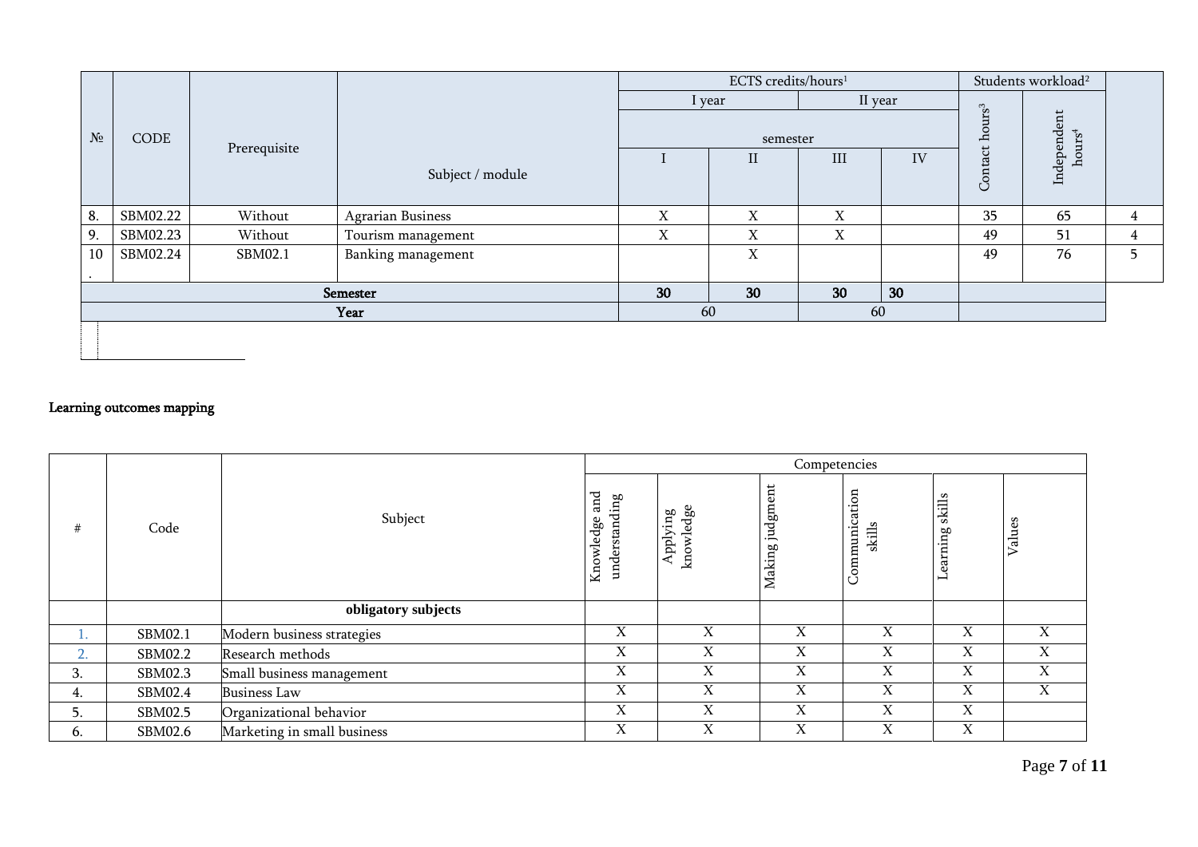| № | CODE | Prerequisite | Subject / module | ECTS credits/hours[1] | | | | Students workload[2] | | |
|---|---|---|---|---|---|---|---|---|---|---|
| | | | | I year | | II year | | Contact hours[3] | Independent hours[4] | |
| | | | | semester | | | | | | |
| | | | | I | II | III | IV | | | |
| 8. | SBM02.22 | Without | Agrarian Business | X | X | X | | 35 | 65 | 4 |
| 9. | SBM02.23 | Without | Tourism management | X | X | X | | 49 | 51 | 4 |
| 10. | SBM02.24 | SBM02.1 | Banking management | | X | | | 49 | 76 | 5 |
| | | | **Semester** | **30** | **30** | **30** | **30** | | | |
| | | | **Year** | 60 | | 60 | | | | |

**Learning outcomes mapping**

| # | Code | Subject | Competencies | | | | | |
|---|---|---|---|---|---|---|---|---|
| | | | Knowledge and understanding | Applying knowledge | Making judgment | Communication skills | Learning skills | Values |
| | | **obligatory subjects** | | | | | | |
| 1. | SBM02.1 | Modern business strategies | X | X | X | X | X | X |
| 2. | SBM02.2 | Research methods | X | X | X | X | X | X |
| 3. | SBM02.3 | Small business management | X | X | X | X | X | X |
| 4. | SBM02.4 | Business Law | X | X | X | X | X | X |
| 5. | SBM02.5 | Organizational behavior | X | X | X | X | X | |
| 6. | SBM02.6 | Marketing in small business | X | X | X | X | X | |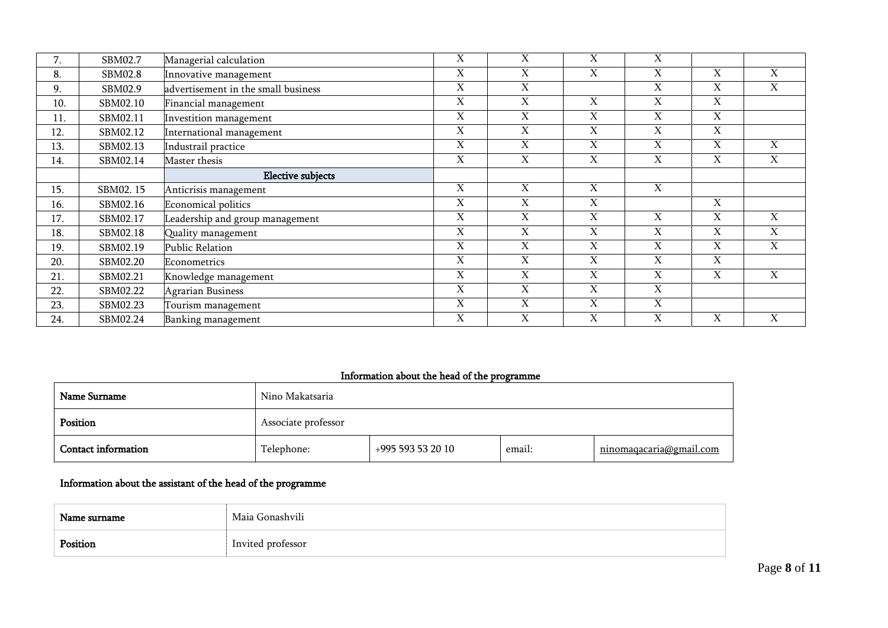| | | | | | | | | |
|---|---|---|---|---|---|---|---|---|
| 7. | SBM02.7 | Managerial calculation | X | X | X | X | | |
| 8. | SBM02.8 | Innovative management | X | X | X | X | X | X |
| 9. | SBM02.9 | advertisement in the small business | X | X | | X | X | X |
| 10. | SBM02.10 | Financial management | X | X | X | X | X | |
| 11. | SBM02.11 | Investition management | X | X | X | X | X | |
| 12. | SBM02.12 | International management | X | X | X | X | X | |
| 13. | SBM02.13 | Industrail practice | X | X | X | X | X | X |
| 14. | SBM02.14 | Master thesis | X | X | X | X | X | X |
| | | **Elective subjects** | | | | | | |
| 15. | SBM02. 15 | Anticrisis management | X | X | X | X | | |
| 16. | SBM02.16 | Economical politics | X | X | X | | X | |
| 17. | SBM02.17 | Leadership and group management | X | X | X | X | X | X |
| 18. | SBM02.18 | Quality management | X | X | X | X | X | X |
| 19. | SBM02.19 | Public Relation | X | X | X | X | X | X |
| 20. | SBM02.20 | Econometrics | X | X | X | X | X | |
| 21. | SBM02.21 | Knowledge management | X | X | X | X | X | X |
| 22. | SBM02.22 | Agrarian Business | X | X | X | X | | |
| 23. | SBM02.23 | Tourism management | X | X | X | X | | |
| 24. | SBM02.24 | Banking management | X | X | X | X | X | X |

**Information about the head of the programme**

| | | | | |
|---|---|---|---|---|
| **Name Surname** | Nino Makatsaria | | | |
| **Position** | Associate professor | | | |
| **Contact information** | Telephone: | +995 593 53 20 10 | email: | ninomaqacaria@gmail.com |

**Information about the assistant of the head of the programme**

| | |
|---|---|
| **Name surname** | Maia Gonashvili |
| **Position** | Invited professor |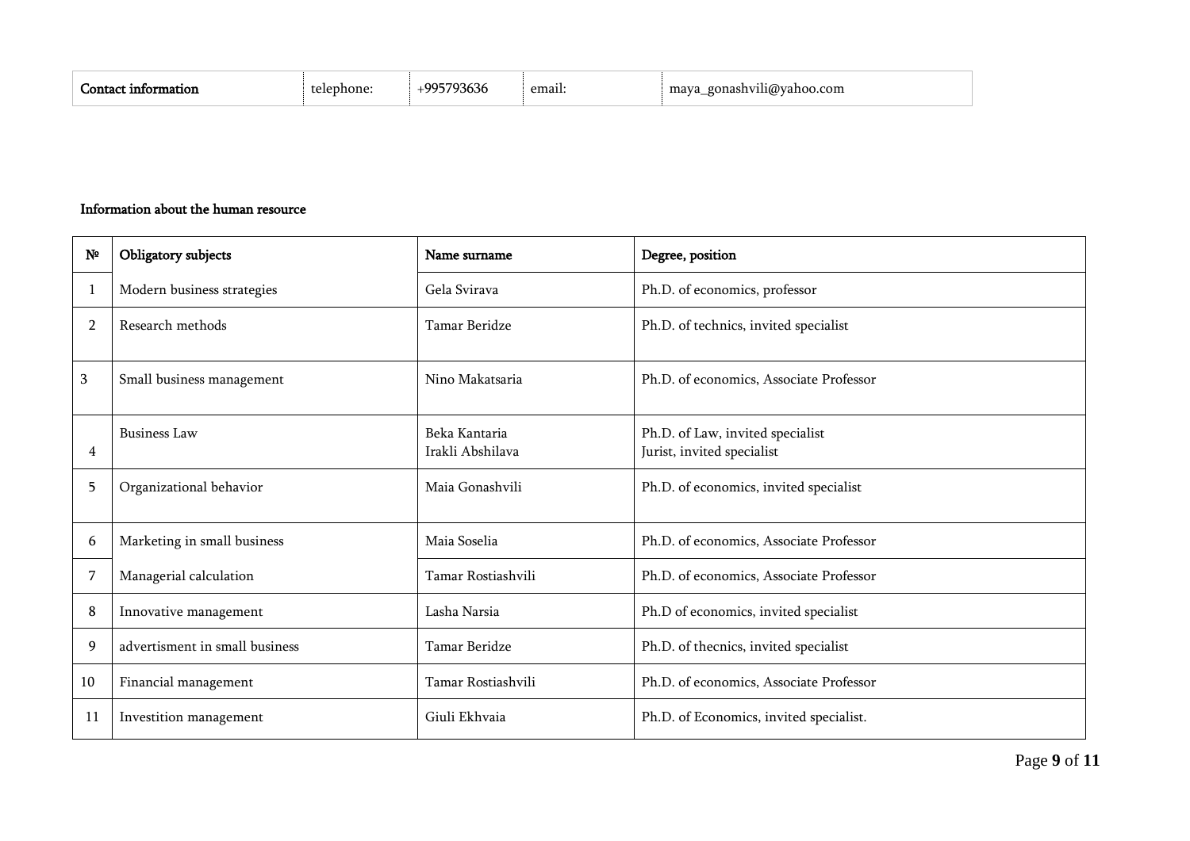| Contact information | telephone: | +995793636 | email: | maya_gonashvili@yahoo.com |
|---|---|---|---|---|

**Information about the human resource**

| № | Obligatory subjects | Name surname | Degree, position |
|---|---|---|---|
| 1 | Modern business strategies | Gela Svirava | Ph.D. of economics, professor |
| 2 | Research methods | Tamar Beridze | Ph.D. of technics, invited specialist |
| 3 | Small business management | Nino Makatsaria | Ph.D. of economics, Associate Professor |
| 4 | Business Law | Beka Kantaria<br>Irakli Abshilava | Ph.D. of Law, invited specialist<br>Jurist, invited specialist |
| 5 | Organizational behavior | Maia Gonashvili | Ph.D. of economics, invited specialist |
| 6 | Marketing in small business | Maia Soselia | Ph.D. of economics, Associate Professor |
| 7 | Managerial calculation | Tamar Rostiashvili | Ph.D. of economics, Associate Professor |
| 8 | Innovative management | Lasha Narsia | Ph.D of economics, invited specialist |
| 9 | advertisment in small business | Tamar Beridze | Ph.D. of thecnics, invited specialist |
| 10 | Financial management | Tamar Rostiashvili | Ph.D. of economics, Associate Professor |
| 11 | Investition management | Giuli Ekhvaia | Ph.D. of Economics, invited specialist. |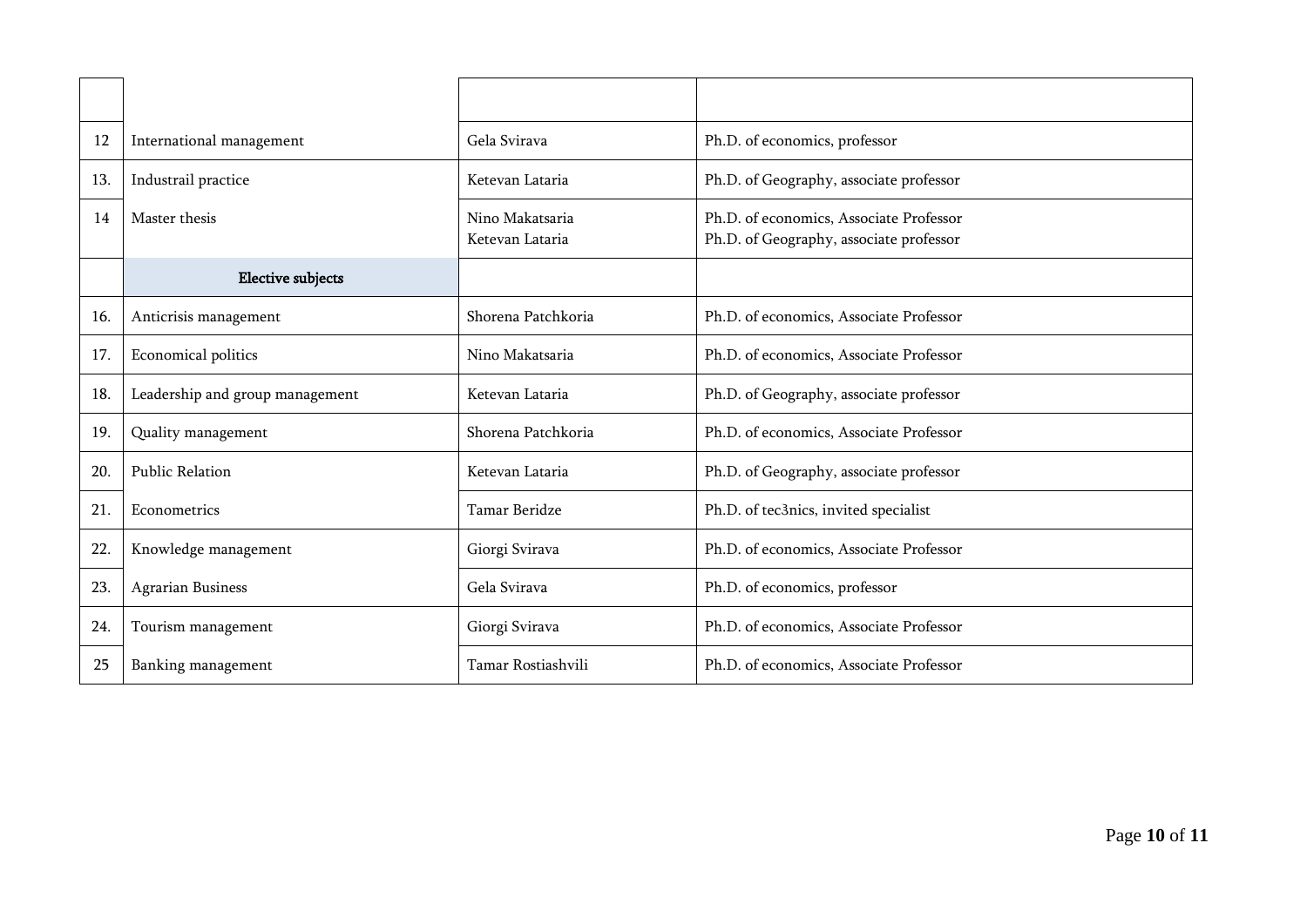| | | | |
|---|---|---|---|
| | | | |
| 12 | International management | Gela Svirava | Ph.D. of economics, professor |
| 13. | Industrail practice | Ketevan Lataria | Ph.D. of Geography, associate professor |
| 14 | Master thesis | Nino Makatsaria<br>Ketevan Lataria | Ph.D. of economics, Associate Professor<br>Ph.D. of Geography, associate professor |
| | **Elective subjects** | | |
| 16. | Anticrisis management | Shorena Patchkoria | Ph.D. of economics, Associate Professor |
| 17. | Economical politics | Nino Makatsaria | Ph.D. of economics, Associate Professor |
| 18. | Leadership and group management | Ketevan Lataria | Ph.D. of Geography, associate professor |
| 19. | Quality management | Shorena Patchkoria | Ph.D. of economics, Associate Professor |
| 20. | Public Relation | Ketevan Lataria | Ph.D. of Geography, associate professor |
| 21. | Econometrics | Tamar Beridze | Ph.D. of tec3nics, invited specialist |
| 22. | Knowledge management | Giorgi Svirava | Ph.D. of economics, Associate Professor |
| 23. | Agrarian Business | Gela Svirava | Ph.D. of economics, professor |
| 24. | Tourism management | Giorgi Svirava | Ph.D. of economics, Associate Professor |
| 25 | Banking management | Tamar Rostiashvili | Ph.D. of economics, Associate Professor |